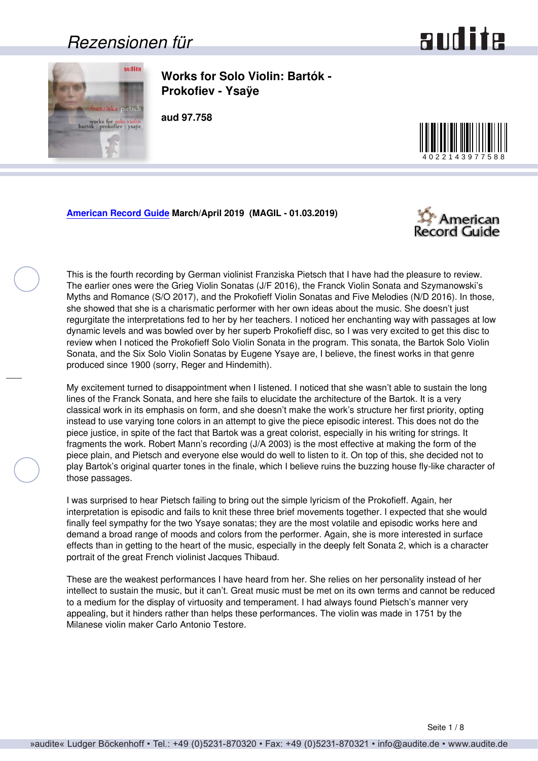Rezensionen für

# Works for Solo Violin: Bartók - Prokofiev - Ysaÿe

**aud 97.758**

4022143977588

**American Record Guide March/April 2019 (MAGIL - 01.03.2019)**

This is the fourth recording by German violinist Franziska Pietsch that I have had the pleasure to review. The earlier ones were the Grieg Violin Sonatas (J/F 2016), the Franck Violin Sonata and Szymanowski's Myths and Romance (S/O 2017), and the Prokofieff Violin Sonatas and Five Melodies (N/D 2016). In those, she showed that she is a charismatic performer with her own ideas about the music. She doesn't just regurgitate the interpretations fed to her by her teachers. I noticed her enchanting way with passages at low dynamic levels and was bowled over by her superb Prokofieff disc, so I was very excited to get this disc to review when I noticed the Prokofieff Solo Violin Sonata in the program. This sonata, the Bartok Solo Violin Sonata, and the Six Solo Violin Sonatas by Eugene Ysaye are, I believe, the finest works in that genre produced since 1900 (sorry, Reger and Hindemith).

My excitement turned to disappointment when I listened. I noticed that she wasn't able to sustain the long lines of the Franck Sonata, and here she fails to elucidate the architecture of the Bartok. It is a very classical work in its emphasis on form, and she doesn't make the work's structure her first priority, opting instead to use varying tone colors in an attempt to give the piece episodic interest. This does not do the piece justice, in spite of the fact that Bartok was a great colorist, especially in his writing for strings. It fragments the work. Robert Mann's recording (J/A 2003) is the most effective at making the form of the piece plain, and Pietsch and everyone else would do well to listen to it. On top of this, she decided not to play Bartok's original quarter tones in the finale, which I believe ruins the buzzing house fly-like character of those passages.

I was surprised to hear Pietsch failing to bring out the simple lyricism of the Prokofieff. Again, her interpretation is episodic and fails to knit these three brief movements together. I expected that she would finally feel sympathy for the two Ysaye sonatas; they are the most volatile and episodic works here and demand a broad range of moods and colors from the performer. Again, she is more interested in surface effects than in getting to the heart of the music, especially in the deeply felt Sonata 2, which is a character portrait of the great French violinist Jacques Thibaud.

These are the weakest performances I have heard from her. She relies on her personality instead of her intellect to sustain the music, but it can't. Great music must be met on its own terms and cannot be reduced to a medium for the display of virtuosity and temperament. I had always found Pietsch's manner very appealing, but it hinders rather than helps these performances. The violin was made in 1751 by the Milanese violin maker Carlo Antonio Testore.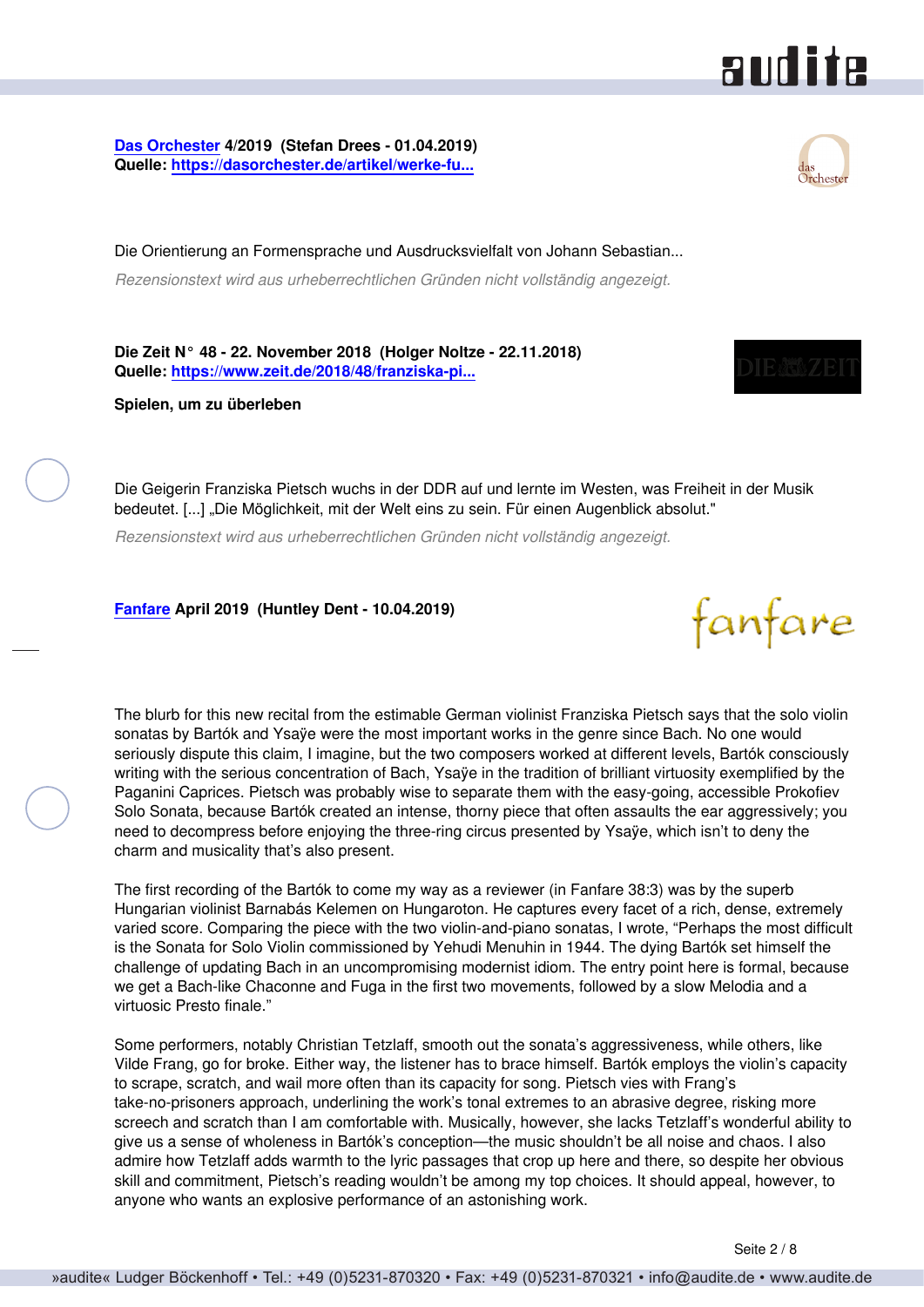**Das Orchester 4/2019 (Stefan Drees - 01.04.2019)**
**Quelle: https://dasorchester.de/artikel/werke-fu...**

Die Orientierung an Formensprache und Ausdrucksvielfalt von Johann Sebastian...

*Rezensionstext wird aus urheberrechtlichen Gründen nicht vollständig angezeigt.*

**Die Zeit N° 48 - 22. November 2018 (Holger Noltze - 22.11.2018)**
**Quelle: https://www.zeit.de/2018/48/franziska-pi...**

**Spielen, um zu überleben**

Die Geigerin Franziska Pietsch wuchs in der DDR auf und lernte im Westen, was Freiheit in der Musik bedeutet. [...] „Die Möglichkeit, mit der Welt eins zu sein. Für einen Augenblick absolut."

*Rezensionstext wird aus urheberrechtlichen Gründen nicht vollständig angezeigt.*

**Fanfare April 2019 (Huntley Dent - 10.04.2019)**

The blurb for this new recital from the estimable German violinist Franziska Pietsch says that the solo violin sonatas by Bartók and Ysaÿe were the most important works in the genre since Bach. No one would seriously dispute this claim, I imagine, but the two composers worked at different levels, Bartók consciously writing with the serious concentration of Bach, Ysaÿe in the tradition of brilliant virtuosity exemplified by the Paganini Caprices. Pietsch was probably wise to separate them with the easy-going, accessible Prokofiev Solo Sonata, because Bartók created an intense, thorny piece that often assaults the ear aggressively; you need to decompress before enjoying the three-ring circus presented by Ysaÿe, which isn't to deny the charm and musicality that's also present.

The first recording of the Bartók to come my way as a reviewer (in Fanfare 38:3) was by the superb Hungarian violinist Barnabás Kelemen on Hungaroton. He captures every facet of a rich, dense, extremely varied score. Comparing the piece with the two violin-and-piano sonatas, I wrote, "Perhaps the most difficult is the Sonata for Solo Violin commissioned by Yehudi Menuhin in 1944. The dying Bartók set himself the challenge of updating Bach in an uncompromising modernist idiom. The entry point here is formal, because we get a Bach-like Chaconne and Fuga in the first two movements, followed by a slow Melodia and a virtuosic Presto finale."

Some performers, notably Christian Tetzlaff, smooth out the sonata's aggressiveness, while others, like Vilde Frang, go for broke. Either way, the listener has to brace himself. Bartók employs the violin's capacity to scrape, scratch, and wail more often than its capacity for song. Pietsch vies with Frang's take-no-prisoners approach, underlining the work's tonal extremes to an abrasive degree, risking more screech and scratch than I am comfortable with. Musically, however, she lacks Tetzlaff's wonderful ability to give us a sense of wholeness in Bartók's conception—the music shouldn't be all noise and chaos. I also admire how Tetzlaff adds warmth to the lyric passages that crop up here and there, so despite her obvious skill and commitment, Pietsch's reading wouldn't be among my top choices. It should appeal, however, to anyone who wants an explosive performance of an astonishing work.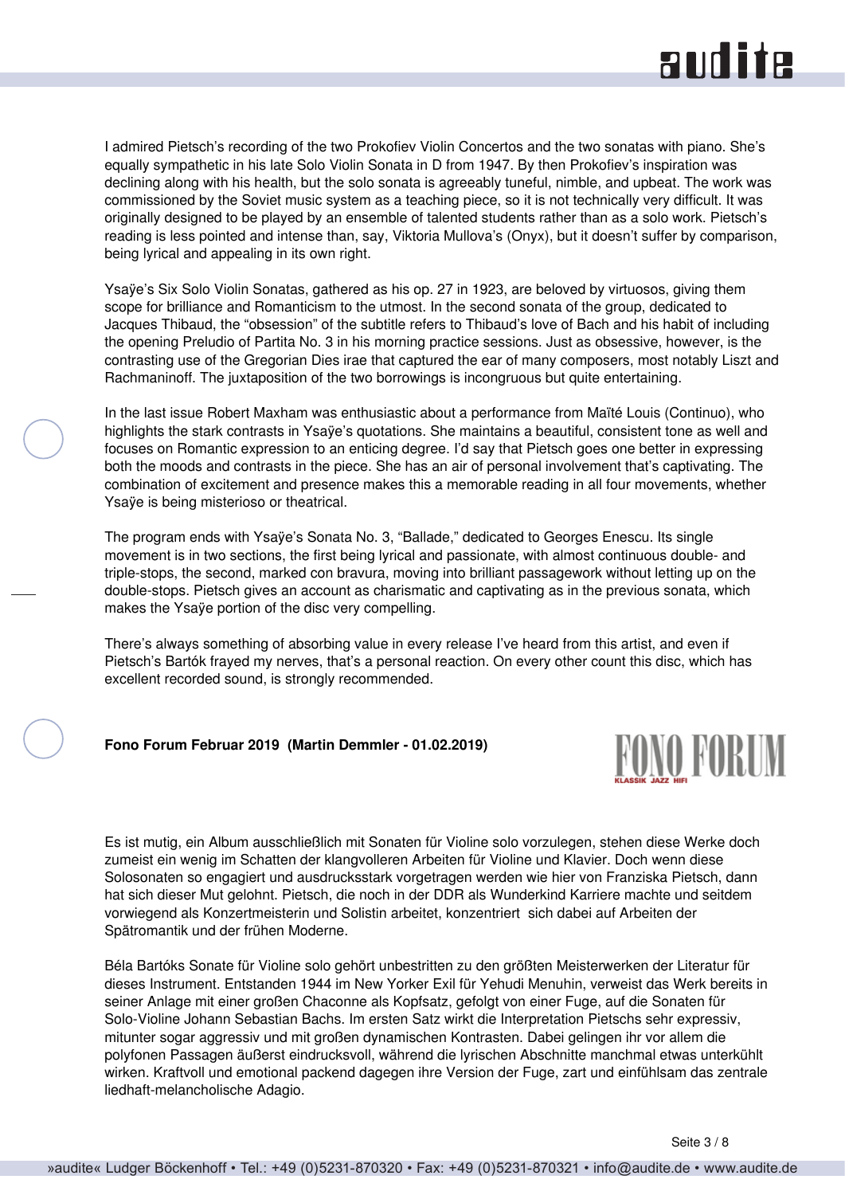I admired Pietsch's recording of the two Prokofiev Violin Concertos and the two sonatas with piano. She's equally sympathetic in his late Solo Violin Sonata in D from 1947. By then Prokofiev's inspiration was declining along with his health, but the solo sonata is agreeably tuneful, nimble, and upbeat. The work was commissioned by the Soviet music system as a teaching piece, so it is not technically very difficult. It was originally designed to be played by an ensemble of talented students rather than as a solo work. Pietsch's reading is less pointed and intense than, say, Viktoria Mullova's (Onyx), but it doesn't suffer by comparison, being lyrical and appealing in its own right.

Ysaÿe's Six Solo Violin Sonatas, gathered as his op. 27 in 1923, are beloved by virtuosos, giving them scope for brilliance and Romanticism to the utmost. In the second sonata of the group, dedicated to Jacques Thibaud, the "obsession" of the subtitle refers to Thibaud's love of Bach and his habit of including the opening Preludio of Partita No. 3 in his morning practice sessions. Just as obsessive, however, is the contrasting use of the Gregorian Dies irae that captured the ear of many composers, most notably Liszt and Rachmaninoff. The juxtaposition of the two borrowings is incongruous but quite entertaining.

In the last issue Robert Maxham was enthusiastic about a performance from Maïté Louis (Continuo), who highlights the stark contrasts in Ysaÿe's quotations. She maintains a beautiful, consistent tone as well and focuses on Romantic expression to an enticing degree. I'd say that Pietsch goes one better in expressing both the moods and contrasts in the piece. She has an air of personal involvement that's captivating. The combination of excitement and presence makes this a memorable reading in all four movements, whether Ysaÿe is being misterioso or theatrical.

The program ends with Ysaÿe's Sonata No. 3, "Ballade," dedicated to Georges Enescu. Its single movement is in two sections, the first being lyrical and passionate, with almost continuous double- and triple-stops, the second, marked con bravura, moving into brilliant passagework without letting up on the double-stops. Pietsch gives an account as charismatic and captivating as in the previous sonata, which makes the Ysaÿe portion of the disc very compelling.

There's always something of absorbing value in every release I've heard from this artist, and even if Pietsch's Bartók frayed my nerves, that's a personal reaction. On every other count this disc, which has excellent recorded sound, is strongly recommended.

**Fono Forum Februar 2019 (Martin Demmler - 01.02.2019)**

Es ist mutig, ein Album ausschließlich mit Sonaten für Violine solo vorzulegen, stehen diese Werke doch zumeist ein wenig im Schatten der klangvolleren Arbeiten für Violine und Klavier. Doch wenn diese Solosonaten so engagiert und ausdrucksstark vorgetragen werden wie hier von Franziska Pietsch, dann hat sich dieser Mut gelohnt. Pietsch, die noch in der DDR als Wunderkind Karriere machte und seitdem vorwiegend als Konzertmeisterin und Solistin arbeitet, konzentriert sich dabei auf Arbeiten der Spätromantik und der frühen Moderne.

Béla Bartóks Sonate für Violine solo gehört unbestritten zu den größten Meisterwerken der Literatur für dieses Instrument. Entstanden 1944 im New Yorker Exil für Yehudi Menuhin, verweist das Werk bereits in seiner Anlage mit einer großen Chaconne als Kopfsatz, gefolgt von einer Fuge, auf die Sonaten für Solo-Violine Johann Sebastian Bachs. Im ersten Satz wirkt die Interpretation Pietschs sehr expressiv, mitunter sogar aggressiv und mit großen dynamischen Kontrasten. Dabei gelingen ihr vor allem die polyfonen Passagen äußerst eindrucksvoll, während die lyrischen Abschnitte manchmal etwas unterkühlt wirken. Kraftvoll und emotional packend dagegen ihre Version der Fuge, zart und einfühlsam das zentrale liedhaft-melancholische Adagio.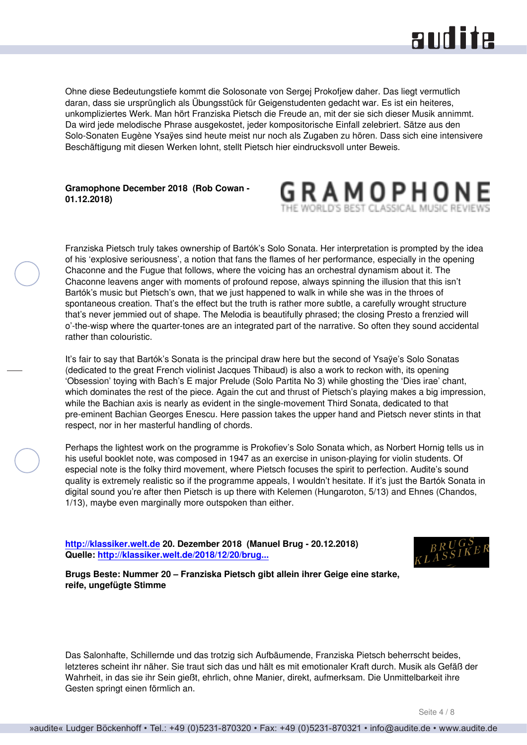Ohne diese Bedeutungstiefe kommt die Solosonate von Sergej Prokofjew daher. Das liegt vermutlich daran, dass sie ursprünglich als Übungsstück für Geigenstudenten gedacht war. Es ist ein heiteres, unkompliziertes Werk. Man hört Franziska Pietsch die Freude an, mit der sie sich dieser Musik annimmt. Da wird jede melodische Phrase ausgekostet, jeder kompositorische Einfall zelebriert. Sätze aus den Solo-Sonaten Eugène Ysaÿes sind heute meist nur noch als Zugaben zu hören. Dass sich eine intensivere Beschäftigung mit diesen Werken lohnt, stellt Pietsch hier eindrucksvoll unter Beweis.

**Gramophone December 2018 (Rob Cowan - 01.12.2018)**

GRAMOPHONE
THE WORLD'S BEST CLASSICAL MUSIC REVIEWS

Franziska Pietsch truly takes ownership of Bartók's Solo Sonata. Her interpretation is prompted by the idea of his 'explosive seriousness', a notion that fans the flames of her performance, especially in the opening Chaconne and the Fugue that follows, where the voicing has an orchestral dynamism about it. The Chaconne leavens anger with moments of profound repose, always spinning the illusion that this isn't Bartók's music but Pietsch's own, that we just happened to walk in while she was in the throes of spontaneous creation. That's the effect but the truth is rather more subtle, a carefully wrought structure that's never jemmied out of shape. The Melodia is beautifully phrased; the closing Presto a frenzied will o'-the-wisp where the quarter-tones are an integrated part of the narrative. So often they sound accidental rather than colouristic.

It's fair to say that Bartók's Sonata is the principal draw here but the second of Ysaÿe's Solo Sonatas (dedicated to the great French violinist Jacques Thibaud) is also a work to reckon with, its opening 'Obsession' toying with Bach's E major Prelude (Solo Partita No 3) while ghosting the 'Dies irae' chant, which dominates the rest of the piece. Again the cut and thrust of Pietsch's playing makes a big impression, while the Bachian axis is nearly as evident in the single-movement Third Sonata, dedicated to that pre-eminent Bachian Georges Enescu. Here passion takes the upper hand and Pietsch never stints in that respect, nor in her masterful handling of chords.

Perhaps the lightest work on the programme is Prokofiev's Solo Sonata which, as Norbert Hornig tells us in his useful booklet note, was composed in 1947 as an exercise in unison-playing for violin students. Of especial note is the folky third movement, where Pietsch focuses the spirit to perfection. Audite's sound quality is extremely realistic so if the programme appeals, I wouldn't hesitate. If it's just the Bartók Sonata in digital sound you're after then Pietsch is up there with Kelemen (Hungaroton, 5/13) and Ehnes (Chandos, 1/13), maybe even marginally more outspoken than either.

**http://klassiker.welt.de 20. Dezember 2018 (Manuel Brug - 20.12.2018)**
**Quelle: http://klassiker.welt.de/2018/12/20/brug...**

BRUGS KLASSIKER

**Brugs Beste: Nummer 20 – Franziska Pietsch gibt allein ihrer Geige eine starke, reife, ungefügte Stimme**

Das Salonhafte, Schillernde und das trotzig sich Aufbäumende, Franziska Pietsch beherrscht beides, letzteres scheint ihr näher. Sie traut sich das und hält es mit emotionaler Kraft durch. Musik als Gefäß der Wahrheit, in das sie ihr Sein gießt, ehrlich, ohne Manier, direkt, aufmerksam. Die Unmittelbarkeit ihre Gesten springt einen förmlich an.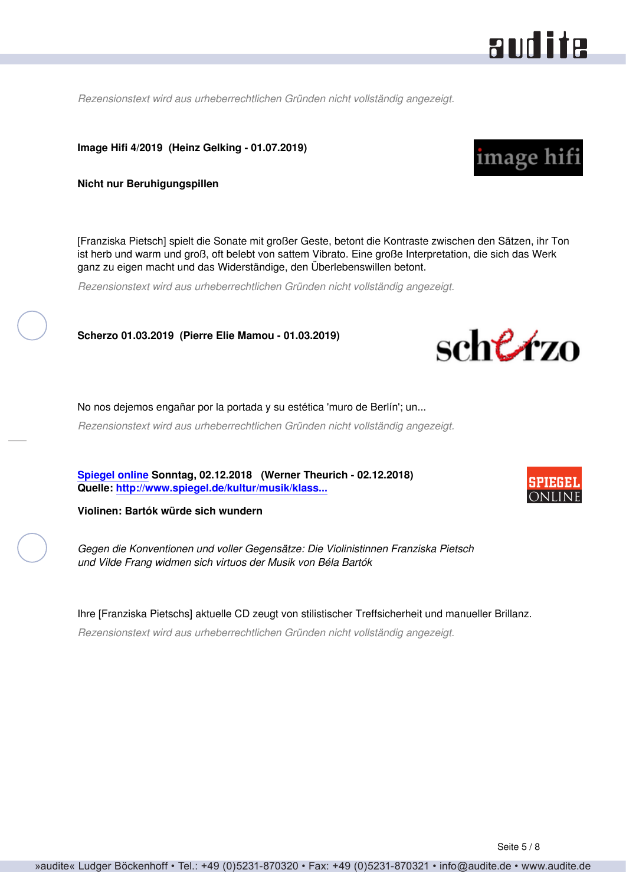*Rezensionstext wird aus urheberrechtlichen Gründen nicht vollständig angezeigt.*

**Image Hifi 4/2019 (Heinz Gelking - 01.07.2019)**

**Nicht nur Beruhigungspillen**

[Franziska Pietsch] spielt die Sonate mit großer Geste, betont die Kontraste zwischen den Sätzen, ihr Ton ist herb und warm und groß, oft belebt von sattem Vibrato. Eine große Interpretation, die sich das Werk ganz zu eigen macht und das Widerständige, den Überlebenswillen betont.

*Rezensionstext wird aus urheberrechtlichen Gründen nicht vollständig angezeigt.*

**Scherzo 01.03.2019 (Pierre Elie Mamou - 01.03.2019)**

No nos dejemos engañar por la portada y su estética 'muro de Berlín'; un...

*Rezensionstext wird aus urheberrechtlichen Gründen nicht vollständig angezeigt.*

**Spiegel online Sonntag, 02.12.2018 (Werner Theurich - 02.12.2018)**
**Quelle: http://www.spiegel.de/kultur/musik/klass...**

**Violinen: Bartók würde sich wundern**

*Gegen die Konventionen und voller Gegensätze: Die Violinistinnen Franziska Pietsch und Vilde Frang widmen sich virtuos der Musik von Béla Bartók*

Ihre [Franziska Pietschs] aktuelle CD zeugt von stilistischer Treffsicherheit und manueller Brillanz.

*Rezensionstext wird aus urheberrechtlichen Gründen nicht vollständig angezeigt.*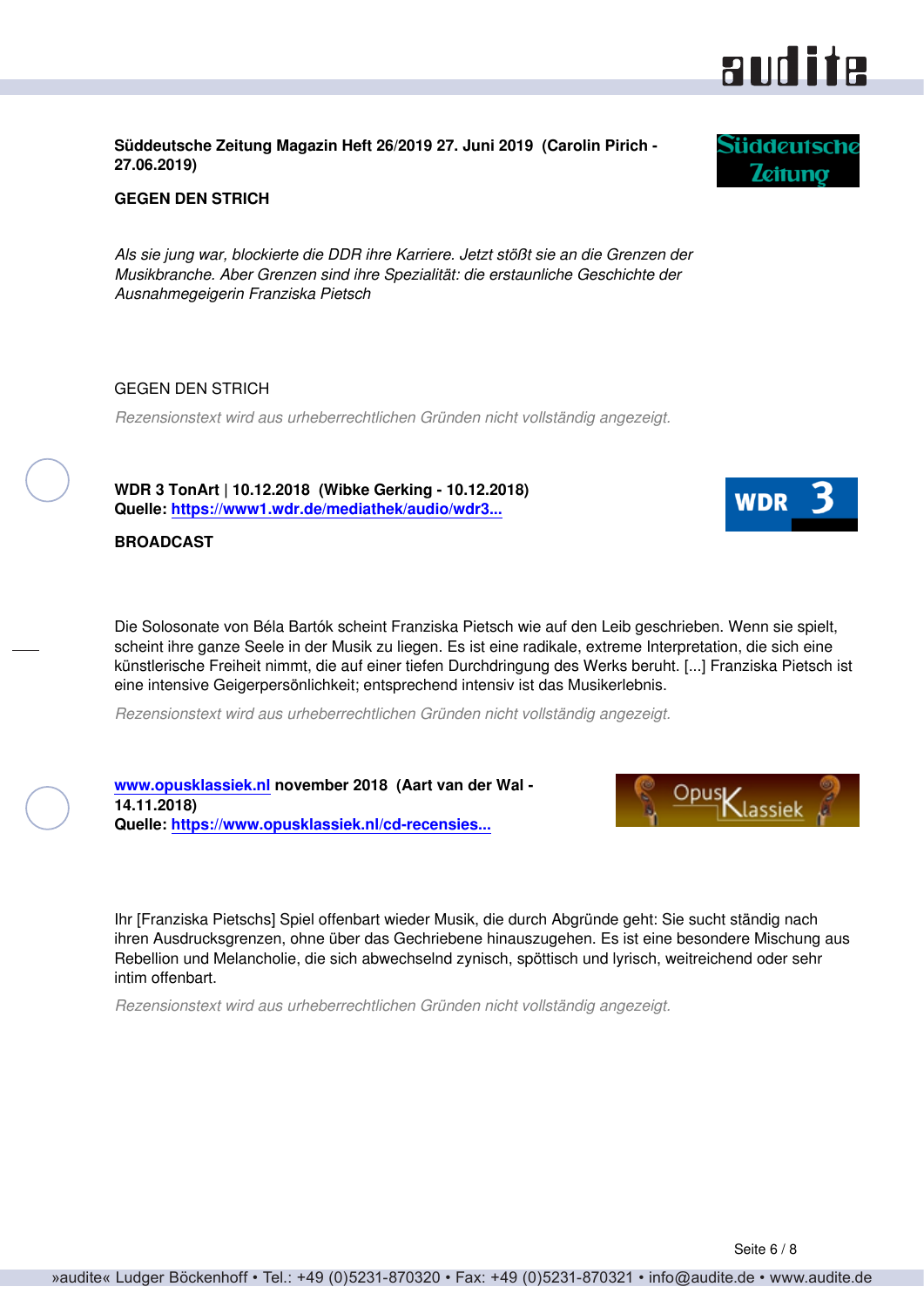**Süddeutsche Zeitung Magazin Heft 26/2019 27. Juni 2019 (Carolin Pirich - 27.06.2019)**

**GEGEN DEN STRICH**

*Als sie jung war, blockierte die DDR ihre Karriere. Jetzt stößt sie an die Grenzen der Musikbranche. Aber Grenzen sind ihre Spezialität: die erstaunliche Geschichte der Ausnahmegeigerin Franziska Pietsch*

GEGEN DEN STRICH

*Rezensionstext wird aus urheberrechtlichen Gründen nicht vollständig angezeigt.*

**WDR 3 TonArt | 10.12.2018 (Wibke Gerking - 10.12.2018)**
**Quelle: [https://www1.wdr.de/mediathek/audio/wdr3...](https://www1.wdr.de/mediathek/audio/wdr3...)**

**BROADCAST**

Die Solosonate von Béla Bartók scheint Franziska Pietsch wie auf den Leib geschrieben. Wenn sie spielt, scheint ihre ganze Seele in der Musik zu liegen. Es ist eine radikale, extreme Interpretation, die sich eine künstlerische Freiheit nimmt, die auf einer tiefen Durchdringung des Werks beruht. [...] Franziska Pietsch ist eine intensive Geigerpersönlichkeit; entsprechend intensiv ist das Musikerlebnis.

*Rezensionstext wird aus urheberrechtlichen Gründen nicht vollständig angezeigt.*

**[www.opusklassiek.nl](http://www.opusklassiek.nl) november 2018 (Aart van der Wal - 14.11.2018)**
**Quelle: [https://www.opusklassiek.nl/cd-recensies...](https://www.opusklassiek.nl/cd-recensies...)**

Ihr [Franziska Pietschs] Spiel offenbart wieder Musik, die durch Abgründe geht: Sie sucht ständig nach ihren Ausdrucksgrenzen, ohne über das Geschriebene hinauszugehen. Es ist eine besondere Mischung aus Rebellion und Melancholie, die sich abwechselnd zynisch, spöttisch und lyrisch, weitreichend oder sehr intim offenbart.

*Rezensionstext wird aus urheberrechtlichen Gründen nicht vollständig angezeigt.*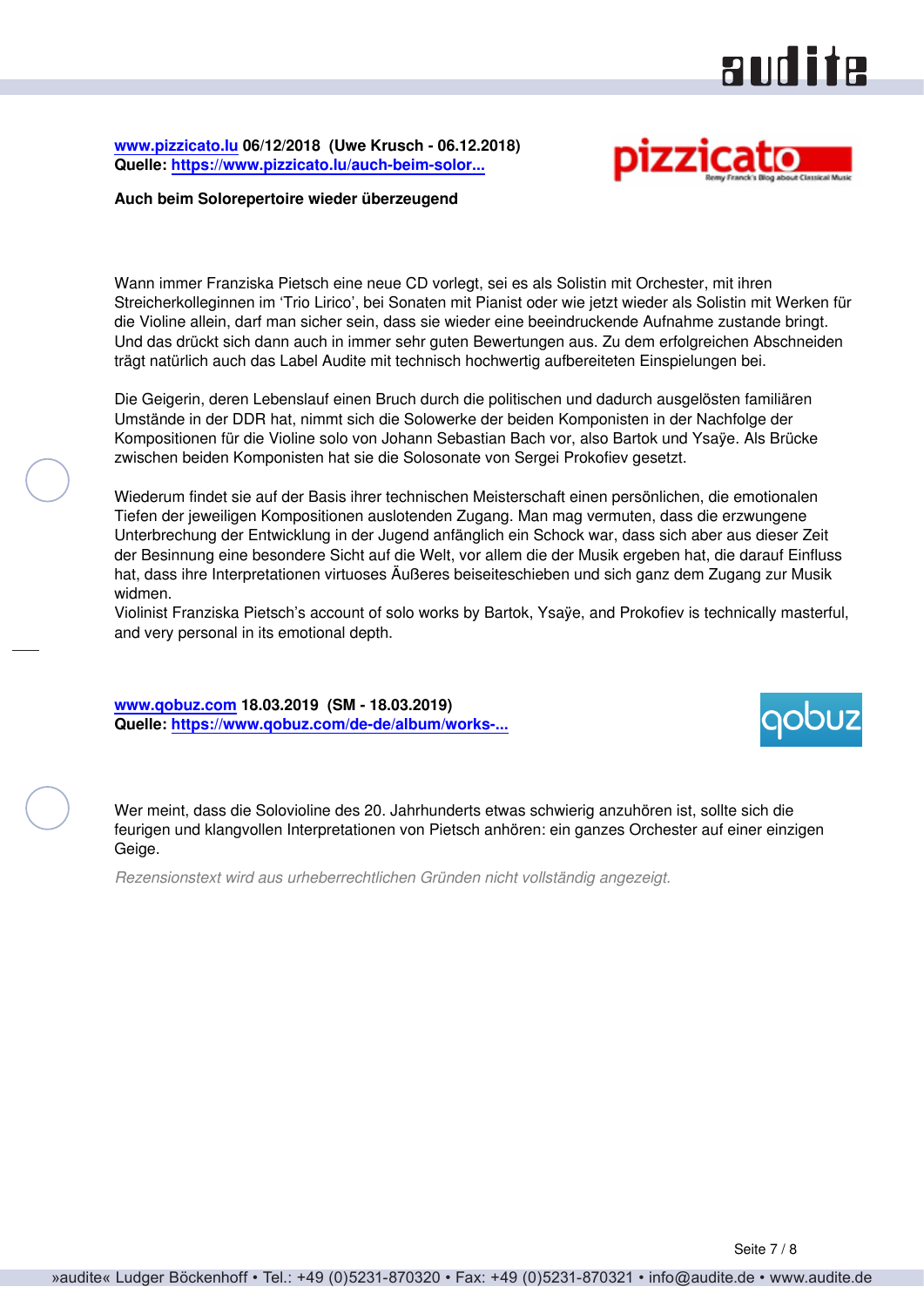**www.pizzicato.lu 06/12/2018 (Uwe Krusch - 06.12.2018)**
**Quelle: https://www.pizzicato.lu/auch-beim-solor...**

**Auch beim Solorepertoire wieder überzeugend**

Wann immer Franziska Pietsch eine neue CD vorlegt, sei es als Solistin mit Orchester, mit ihren Streicherkolleginnen im 'Trio Lirico', bei Sonaten mit Pianist oder wie jetzt wieder als Solistin mit Werken für die Violine allein, darf man sicher sein, dass sie wieder eine beeindruckende Aufnahme zustande bringt. Und das drückt sich dann auch in immer sehr guten Bewertungen aus. Zu dem erfolgreichen Abschneiden trägt natürlich auch das Label Audite mit technisch hochwertig aufbereiteten Einspielungen bei.

Die Geigerin, deren Lebenslauf einen Bruch durch die politischen und dadurch ausgelösten familiären Umstände in der DDR hat, nimmt sich die Solowerke der beiden Komponisten in der Nachfolge der Kompositionen für die Violine solo von Johann Sebastian Bach vor, also Bartok und Ysaÿe. Als Brücke zwischen beiden Komponisten hat sie die Solosonate von Sergei Prokofiev gesetzt.

Wiederum findet sie auf der Basis ihrer technischen Meisterschaft einen persönlichen, die emotionalen Tiefen der jeweiligen Kompositionen auslotenden Zugang. Man mag vermuten, dass die erzwungene Unterbrechung der Entwicklung in der Jugend anfänglich ein Schock war, dass sich aber aus dieser Zeit der Besinnung eine besondere Sicht auf die Welt, vor allem die der Musik ergeben hat, die darauf Einfluss hat, dass ihre Interpretationen virtuoses Äußeres beiseiteschieben und sich ganz dem Zugang zur Musik widmen.
Violinist Franziska Pietsch's account of solo works by Bartok, Ysaÿe, and Prokofiev is technically masterful, and very personal in its emotional depth.

**www.qobuz.com 18.03.2019 (SM - 18.03.2019)**
**Quelle: https://www.qobuz.com/de-de/album/works-...**

Wer meint, dass die Solovioline des 20. Jahrhunderts etwas schwierig anzuhören ist, sollte sich die feurigen und klangvollen Interpretationen von Pietsch anhören: ein ganzes Orchester auf einer einzigen Geige.

*Rezensionstext wird aus urheberrechtlichen Gründen nicht vollständig angezeigt.*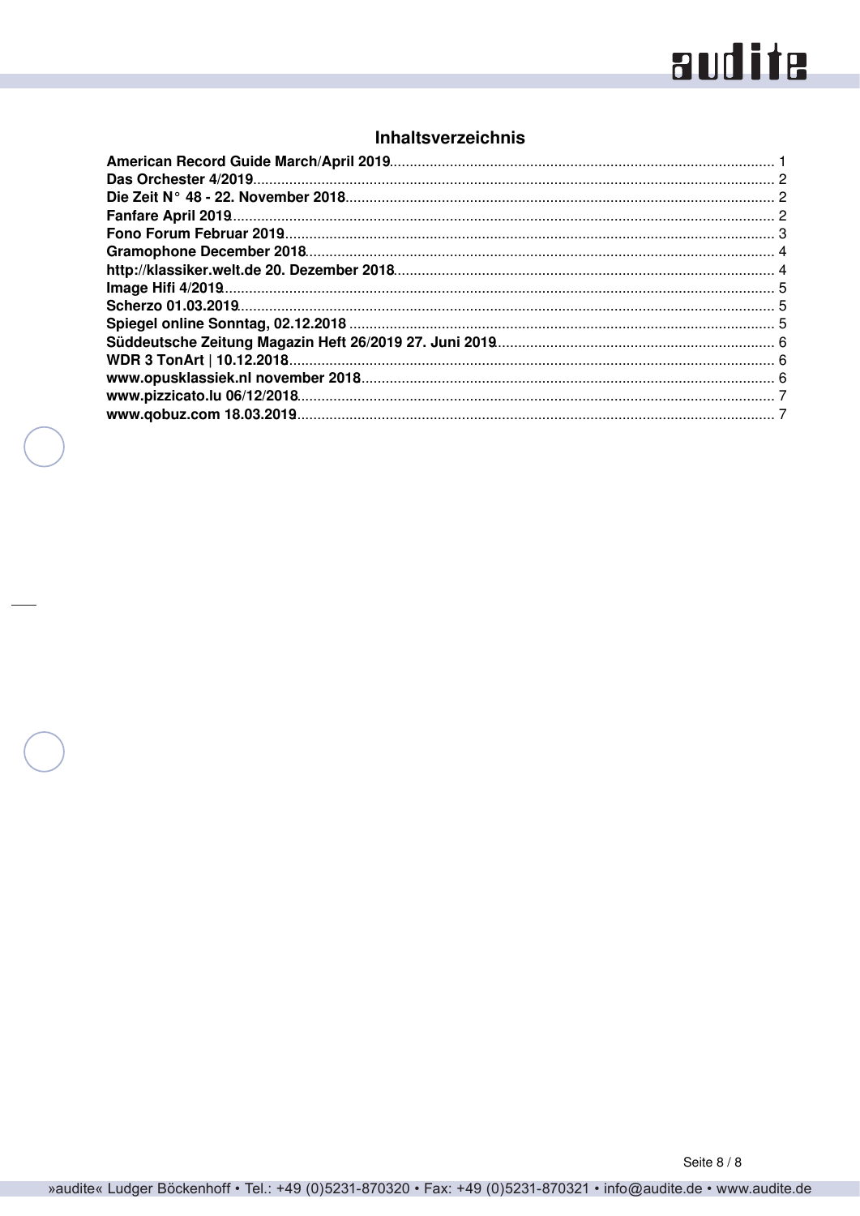## Inhaltsverzeichnis

**American Record Guide March/April 2019** ............ 1
**Das Orchester 4/2019** ............ 2
**Die Zeit N° 48 - 22. November 2018** ............ 2
**Fanfare April 2019** ............ 2
**Fono Forum Februar 2019** ............ 3
**Gramophone December 2018** ............ 4
**http://klassiker.welt.de 20. Dezember 2018** ............ 4
**Image Hifi 4/2019** ............ 5
**Scherzo 01.03.2019** ............ 5
**Spiegel online Sonntag, 02.12.2018** ............ 5
**Süddeutsche Zeitung Magazin Heft 26/2019 27. Juni 2019** ............ 6
**WDR 3 TonArt | 10.12.2018** ............ 6
**www.opusklassiek.nl november 2018** ............ 6
**www.pizzicato.lu 06/12/2018** ............ 7
**www.qobuz.com 18.03.2019** ............ 7